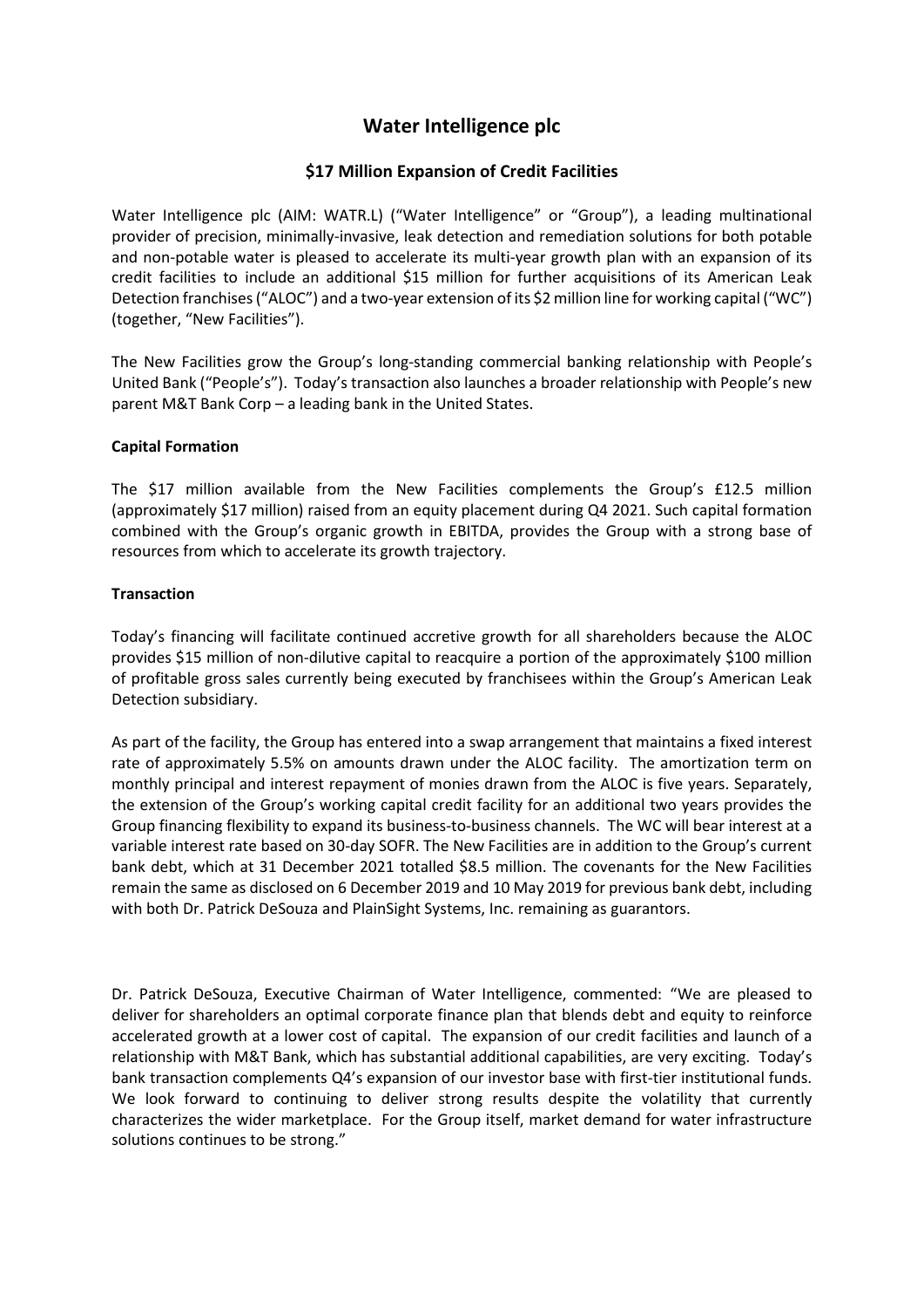# Water Intelligence plc

## $17 Million Expansion of Credit Facilities

Water Intelligence plc (AIM: WATR.L) ("Water Intelligence" or "Group"), a leading multinational provider of precision, minimally-invasive, leak detection and remediation solutions for both potable and non-potable water is pleased to accelerate its multi-year growth plan with an expansion of its credit facilities to include an additional $15 million for further acquisitions of its American Leak Detection franchises ("ALOC") and a two-year extension of its $2 million line for working capital ("WC") (together, "New Facilities").

The New Facilities grow the Group's long-standing commercial banking relationship with People's United Bank ("People's"). Today's transaction also launches a broader relationship with People's new parent M&T Bank Corp – a leading bank in the United States.

**Capital Formation**

The $17 million available from the New Facilities complements the Group's £12.5 million (approximately $17 million) raised from an equity placement during Q4 2021. Such capital formation combined with the Group's organic growth in EBITDA, provides the Group with a strong base of resources from which to accelerate its growth trajectory.

**Transaction**

Today's financing will facilitate continued accretive growth for all shareholders because the ALOC provides $15 million of non-dilutive capital to reacquire a portion of the approximately $100 million of profitable gross sales currently being executed by franchisees within the Group's American Leak Detection subsidiary.

As part of the facility, the Group has entered into a swap arrangement that maintains a fixed interest rate of approximately 5.5% on amounts drawn under the ALOC facility. The amortization term on monthly principal and interest repayment of monies drawn from the ALOC is five years. Separately, the extension of the Group's working capital credit facility for an additional two years provides the Group financing flexibility to expand its business-to-business channels. The WC will bear interest at a variable interest rate based on 30-day SOFR. The New Facilities are in addition to the Group's current bank debt, which at 31 December 2021 totalled $8.5 million. The covenants for the New Facilities remain the same as disclosed on 6 December 2019 and 10 May 2019 for previous bank debt, including with both Dr. Patrick DeSouza and PlainSight Systems, Inc. remaining as guarantors.

Dr. Patrick DeSouza, Executive Chairman of Water Intelligence, commented: "We are pleased to deliver for shareholders an optimal corporate finance plan that blends debt and equity to reinforce accelerated growth at a lower cost of capital. The expansion of our credit facilities and launch of a relationship with M&T Bank, which has substantial additional capabilities, are very exciting. Today's bank transaction complements Q4's expansion of our investor base with first-tier institutional funds. We look forward to continuing to deliver strong results despite the volatility that currently characterizes the wider marketplace. For the Group itself, market demand for water infrastructure solutions continues to be strong."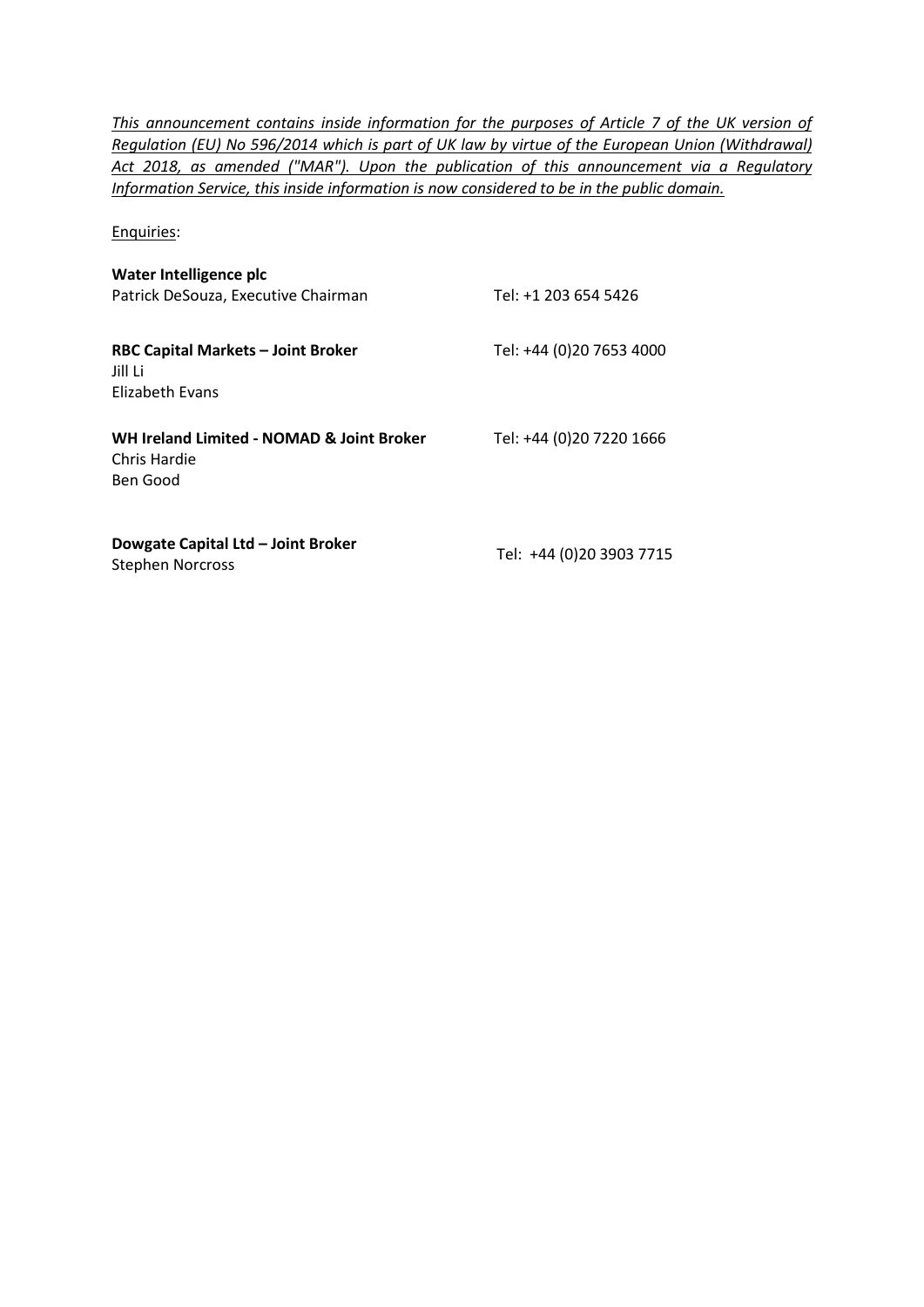*This announcement contains inside information for the purposes of Article 7 of the UK version of Regulation (EU) No 596/2014 which is part of UK law by virtue of the European Union (Withdrawal) Act 2018, as amended ("MAR"). Upon the publication of this announcement via a Regulatory Information Service, this inside information is now considered to be in the public domain.*

Enquiries:

| | |
|---|---|
| **Water Intelligence plc**<br>Patrick DeSouza, Executive Chairman | Tel: +1 203 654 5426 |
| **RBC Capital Markets – Joint Broker**<br>Jill Li<br>Elizabeth Evans | Tel: +44 (0)20 7653 4000 |
| **WH Ireland Limited - NOMAD & Joint Broker**<br>Chris Hardie<br>Ben Good | Tel: +44 (0)20 7220 1666 |
| **Dowgate Capital Ltd – Joint Broker**<br>Stephen Norcross | Tel: +44 (0)20 3903 7715 |